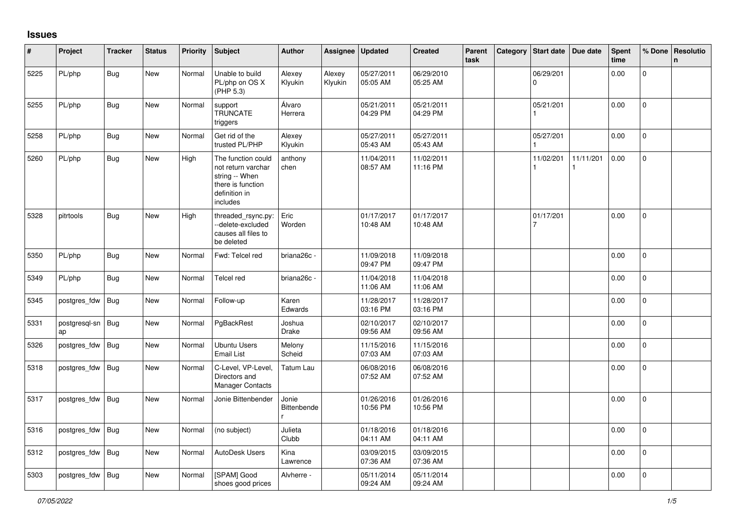## Issues

| # | Project | Tracker | Status | Priority | Subject | Author | Assignee | Updated | Created | Parent task | Category | Start date | Due date | Spent time | % Done | Resolution |
|---|---|---|---|---|---|---|---|---|---|---|---|---|---|---|---|---|
| 5225 | PL/php | Bug | New | Normal | Unable to build PL/php on OS X (PHP 5.3) | Alexey Klyukin | Alexey Klyukin | 05/27/2011 05:05 AM | 06/29/2010 05:25 AM | | | 06/29/2010 | | 0.00 | 0 | |
| 5255 | PL/php | Bug | New | Normal | support TRUNCATE triggers | Álvaro Herrera | | 05/21/2011 04:29 PM | 05/21/2011 04:29 PM | | | 05/21/2011 | | 0.00 | 0 | |
| 5258 | PL/php | Bug | New | Normal | Get rid of the trusted PL/PHP | Alexey Klyukin | | 05/27/2011 05:43 AM | 05/27/2011 05:43 AM | | | 05/27/2011 | | 0.00 | 0 | |
| 5260 | PL/php | Bug | New | High | The function could not return varchar string -- When there is function definition in includes | anthony chen | | 11/04/2011 08:57 AM | 11/02/2011 11:16 PM | | | 11/02/2011 | 11/11/2011 | 0.00 | 0 | |
| 5328 | pitrtools | Bug | New | High | threaded_rsync.py: --delete-excluded causes all files to be deleted | Eric Worden | | 01/17/2017 10:48 AM | 01/17/2017 10:48 AM | | | 01/17/2017 | | 0.00 | 0 | |
| 5350 | PL/php | Bug | New | Normal | Fwd: Telcel red | briana26c - | | 11/09/2018 09:47 PM | 11/09/2018 09:47 PM | | | | | 0.00 | 0 | |
| 5349 | PL/php | Bug | New | Normal | Telcel red | briana26c - | | 11/04/2018 11:06 AM | 11/04/2018 11:06 AM | | | | | 0.00 | 0 | |
| 5345 | postgres_fdw | Bug | New | Normal | Follow-up | Karen Edwards | | 11/28/2017 03:16 PM | 11/28/2017 03:16 PM | | | | | 0.00 | 0 | |
| 5331 | postgresql-snap | Bug | New | Normal | PgBackRest | Joshua Drake | | 02/10/2017 09:56 AM | 02/10/2017 09:56 AM | | | | | 0.00 | 0 | |
| 5326 | postgres_fdw | Bug | New | Normal | Ubuntu Users Email List | Melony Scheid | | 11/15/2016 07:03 AM | 11/15/2016 07:03 AM | | | | | 0.00 | 0 | |
| 5318 | postgres_fdw | Bug | New | Normal | C-Level, VP-Level, Directors and Manager Contacts | Tatum Lau | | 06/08/2016 07:52 AM | 06/08/2016 07:52 AM | | | | | 0.00 | 0 | |
| 5317 | postgres_fdw | Bug | New | Normal | Jonie Bittenbender | Jonie Bittenbender | | 01/26/2016 10:56 PM | 01/26/2016 10:56 PM | | | | | 0.00 | 0 | |
| 5316 | postgres_fdw | Bug | New | Normal | (no subject) | Julieta Clubb | | 01/18/2016 04:11 AM | 01/18/2016 04:11 AM | | | | | 0.00 | 0 | |
| 5312 | postgres_fdw | Bug | New | Normal | AutoDesk Users | Kina Lawrence | | 03/09/2015 07:36 AM | 03/09/2015 07:36 AM | | | | | 0.00 | 0 | |
| 5303 | postgres_fdw | Bug | New | Normal | [SPAM] Good shoes good prices | Alvherre - | | 05/11/2014 09:24 AM | 05/11/2014 09:24 AM | | | | | 0.00 | 0 | |

*07/05/2022*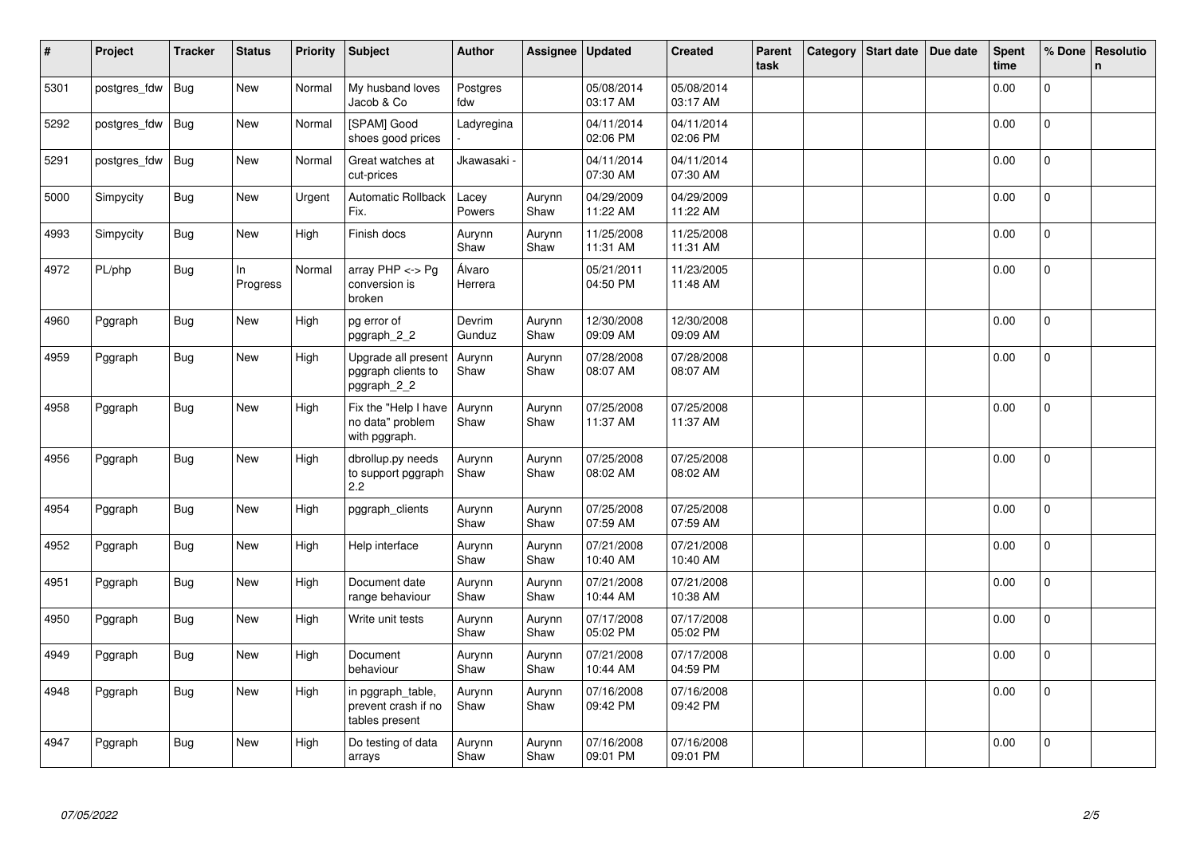| # | Project | Tracker | Status | Priority | Subject | Author | Assignee | Updated | Created | Parent task | Category | Start date | Due date | Spent time | % Done | Resolution |
|---|---|---|---|---|---|---|---|---|---|---|---|---|---|---|---|---|
| 5301 | postgres_fdw | Bug | New | Normal | My husband loves Jacob & Co | Postgres fdw | | 05/08/2014 03:17 AM | 05/08/2014 03:17 AM | | | | | 0.00 | 0 | |
| 5292 | postgres_fdw | Bug | New | Normal | [SPAM] Good shoes good prices | Ladyregina - | | 04/11/2014 02:06 PM | 04/11/2014 02:06 PM | | | | | 0.00 | 0 | |
| 5291 | postgres_fdw | Bug | New | Normal | Great watches at cut-prices | Jkawasaki - | | 04/11/2014 07:30 AM | 04/11/2014 07:30 AM | | | | | 0.00 | 0 | |
| 5000 | Simpycity | Bug | New | Urgent | Automatic Rollback Fix. | Lacey Powers | Aurynn Shaw | 04/29/2009 11:22 AM | 04/29/2009 11:22 AM | | | | | 0.00 | 0 | |
| 4993 | Simpycity | Bug | New | High | Finish docs | Aurynn Shaw | Aurynn Shaw | 11/25/2008 11:31 AM | 11/25/2008 11:31 AM | | | | | 0.00 | 0 | |
| 4972 | PL/php | Bug | In Progress | Normal | array PHP <-> Pg conversion is broken | Álvaro Herrera | | 05/21/2011 04:50 PM | 11/23/2005 11:48 AM | | | | | 0.00 | 0 | |
| 4960 | Pggraph | Bug | New | High | pg error of pggraph_2_2 | Devrim Gunduz | Aurynn Shaw | 12/30/2008 09:09 AM | 12/30/2008 09:09 AM | | | | | 0.00 | 0 | |
| 4959 | Pggraph | Bug | New | High | Upgrade all present pggraph clients to pggraph_2_2 | Aurynn Shaw | Aurynn Shaw | 07/28/2008 08:07 AM | 07/28/2008 08:07 AM | | | | | 0.00 | 0 | |
| 4958 | Pggraph | Bug | New | High | Fix the "Help I have no data" problem with pggraph. | Aurynn Shaw | Aurynn Shaw | 07/25/2008 11:37 AM | 07/25/2008 11:37 AM | | | | | 0.00 | 0 | |
| 4956 | Pggraph | Bug | New | High | dbrollup.py needs to support pggraph 2.2 | Aurynn Shaw | Aurynn Shaw | 07/25/2008 08:02 AM | 07/25/2008 08:02 AM | | | | | 0.00 | 0 | |
| 4954 | Pggraph | Bug | New | High | pggraph_clients | Aurynn Shaw | Aurynn Shaw | 07/25/2008 07:59 AM | 07/25/2008 07:59 AM | | | | | 0.00 | 0 | |
| 4952 | Pggraph | Bug | New | High | Help interface | Aurynn Shaw | Aurynn Shaw | 07/21/2008 10:40 AM | 07/21/2008 10:40 AM | | | | | 0.00 | 0 | |
| 4951 | Pggraph | Bug | New | High | Document date range behaviour | Aurynn Shaw | Aurynn Shaw | 07/21/2008 10:44 AM | 07/21/2008 10:38 AM | | | | | 0.00 | 0 | |
| 4950 | Pggraph | Bug | New | High | Write unit tests | Aurynn Shaw | Aurynn Shaw | 07/17/2008 05:02 PM | 07/17/2008 05:02 PM | | | | | 0.00 | 0 | |
| 4949 | Pggraph | Bug | New | High | Document behaviour | Aurynn Shaw | Aurynn Shaw | 07/21/2008 10:44 AM | 07/17/2008 04:59 PM | | | | | 0.00 | 0 | |
| 4948 | Pggraph | Bug | New | High | in pggraph_table, prevent crash if no tables present | Aurynn Shaw | Aurynn Shaw | 07/16/2008 09:42 PM | 07/16/2008 09:42 PM | | | | | 0.00 | 0 | |
| 4947 | Pggraph | Bug | New | High | Do testing of data arrays | Aurynn Shaw | Aurynn Shaw | 07/16/2008 09:01 PM | 07/16/2008 09:01 PM | | | | | 0.00 | 0 | |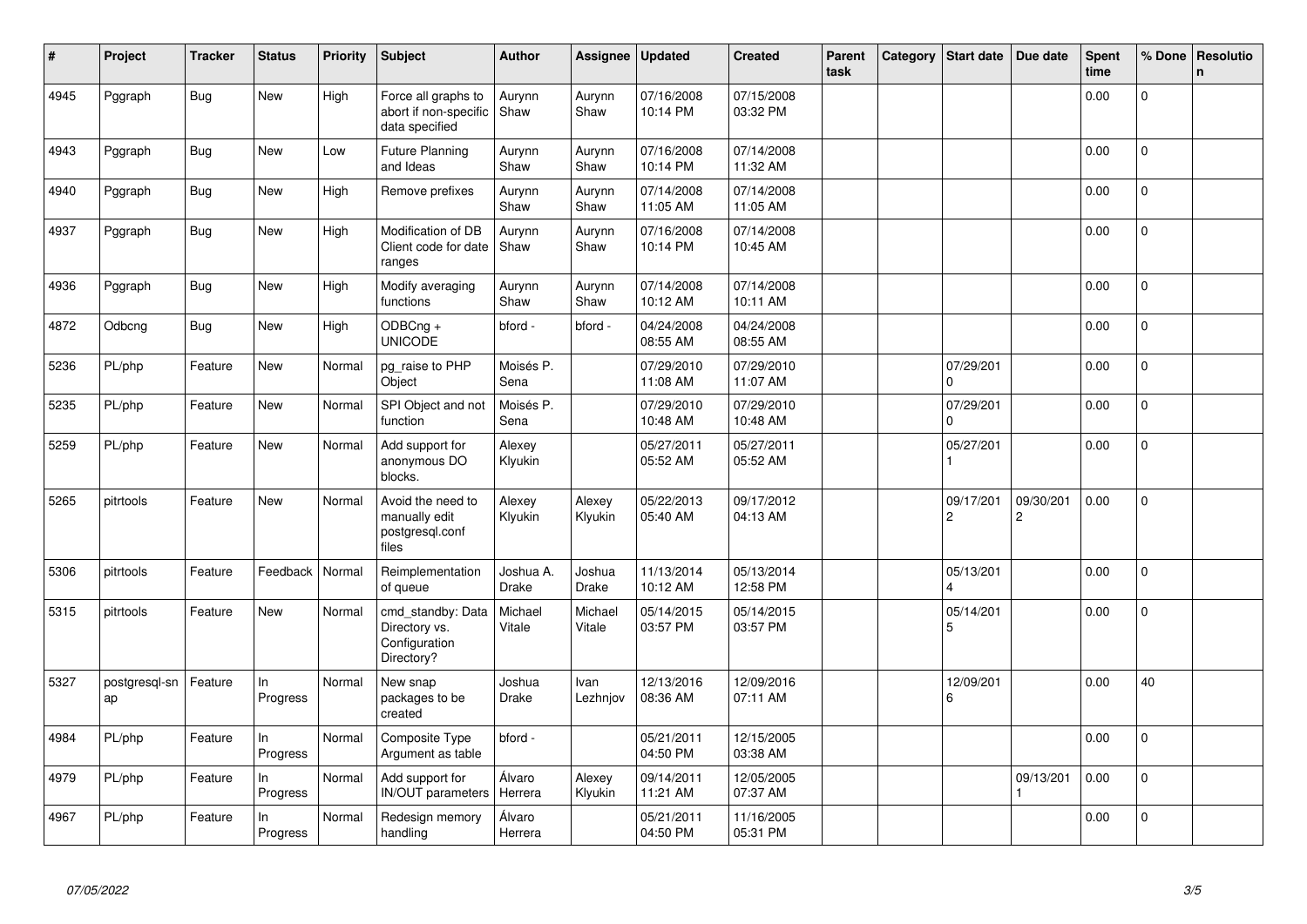| # | Project | Tracker | Status | Priority | Subject | Author | Assignee | Updated | Created | Parent task | Category | Start date | Due date | Spent time | % Done | Resolution |
|---|---|---|---|---|---|---|---|---|---|---|---|---|---|---|---|---|
| 4945 | Pggraph | Bug | New | High | Force all graphs to abort if non-specific data specified | Aurynn Shaw | Aurynn Shaw | 07/16/2008 10:14 PM | 07/15/2008 03:32 PM | | | | | 0.00 | 0 | |
| 4943 | Pggraph | Bug | New | Low | Future Planning and Ideas | Aurynn Shaw | Aurynn Shaw | 07/16/2008 10:14 PM | 07/14/2008 11:32 AM | | | | | 0.00 | 0 | |
| 4940 | Pggraph | Bug | New | High | Remove prefixes | Aurynn Shaw | Aurynn Shaw | 07/14/2008 11:05 AM | 07/14/2008 11:05 AM | | | | | 0.00 | 0 | |
| 4937 | Pggraph | Bug | New | High | Modification of DB Client code for date ranges | Aurynn Shaw | Aurynn Shaw | 07/16/2008 10:14 PM | 07/14/2008 10:45 AM | | | | | 0.00 | 0 | |
| 4936 | Pggraph | Bug | New | High | Modify averaging functions | Aurynn Shaw | Aurynn Shaw | 07/14/2008 10:12 AM | 07/14/2008 10:11 AM | | | | | 0.00 | 0 | |
| 4872 | Odbcng | Bug | New | High | ODBCng + UNICODE | bford - | bford - | 04/24/2008 08:55 AM | 04/24/2008 08:55 AM | | | | | 0.00 | 0 | |
| 5236 | PL/php | Feature | New | Normal | pg_raise to PHP Object | Moisés P. Sena | | 07/29/2010 11:08 AM | 07/29/2010 11:07 AM | | | 07/29/2010 | | 0.00 | 0 | |
| 5235 | PL/php | Feature | New | Normal | SPI Object and not function | Moisés P. Sena | | 07/29/2010 10:48 AM | 07/29/2010 10:48 AM | | | 07/29/2010 | | 0.00 | 0 | |
| 5259 | PL/php | Feature | New | Normal | Add support for anonymous DO blocks. | Alexey Klyukin | | 05/27/2011 05:52 AM | 05/27/2011 05:52 AM | | | 05/27/2011 | | 0.00 | 0 | |
| 5265 | pitrtools | Feature | New | Normal | Avoid the need to manually edit postgresql.conf files | Alexey Klyukin | Alexey Klyukin | 05/22/2013 05:40 AM | 09/17/2012 04:13 AM | | | 09/17/2012 | 09/30/2012 | 0.00 | 0 | |
| 5306 | pitrtools | Feature | Feedback | Normal | Reimplementation of queue | Joshua A. Drake | Joshua Drake | 11/13/2014 10:12 AM | 05/13/2014 12:58 PM | | | 05/13/2014 | | 0.00 | 0 | |
| 5315 | pitrtools | Feature | New | Normal | cmd_standby: Data Directory vs. Configuration Directory? | Michael Vitale | Michael Vitale | 05/14/2015 03:57 PM | 05/14/2015 03:57 PM | | | 05/14/2015 | | 0.00 | 0 | |
| 5327 | postgresql-snap | Feature | In Progress | Normal | New snap packages to be created | Joshua Drake | Ivan Lezhnjov | 12/13/2016 08:36 AM | 12/09/2016 07:11 AM | | | 12/09/2016 | | 0.00 | 40 | |
| 4984 | PL/php | Feature | In Progress | Normal | Composite Type Argument as table | bford - | | 05/21/2011 04:50 PM | 12/15/2005 03:38 AM | | | | | 0.00 | 0 | |
| 4979 | PL/php | Feature | In Progress | Normal | Add support for IN/OUT parameters | Álvaro Herrera | Alexey Klyukin | 09/14/2011 11:21 AM | 12/05/2005 07:37 AM | | | | 09/13/2011 | 0.00 | 0 | |
| 4967 | PL/php | Feature | In Progress | Normal | Redesign memory handling | Álvaro Herrera | | 05/21/2011 04:50 PM | 11/16/2005 05:31 PM | | | | | 0.00 | 0 | |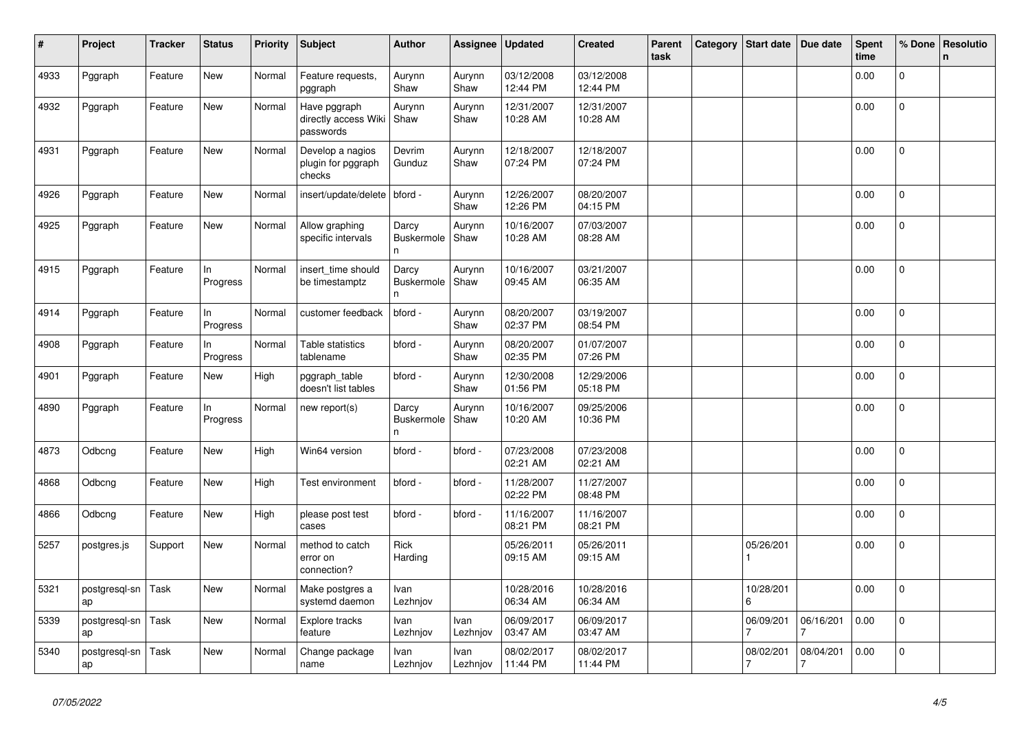| # | Project | Tracker | Status | Priority | Subject | Author | Assignee | Updated | Created | Parent task | Category | Start date | Due date | Spent time | % Done | Resolution |
|---|---|---|---|---|---|---|---|---|---|---|---|---|---|---|---|---|
| 4933 | Pggraph | Feature | New | Normal | Feature requests, pggraph | Aurynn Shaw | Aurynn Shaw | 03/12/2008 12:44 PM | 03/12/2008 12:44 PM | | | | | 0.00 | 0 | |
| 4932 | Pggraph | Feature | New | Normal | Have pggraph directly access Wiki passwords | Aurynn Shaw | Aurynn Shaw | 12/31/2007 10:28 AM | 12/31/2007 10:28 AM | | | | | 0.00 | 0 | |
| 4931 | Pggraph | Feature | New | Normal | Develop a nagios plugin for pggraph checks | Devrim Gunduz | Aurynn Shaw | 12/18/2007 07:24 PM | 12/18/2007 07:24 PM | | | | | 0.00 | 0 | |
| 4926 | Pggraph | Feature | New | Normal | insert/update/delete | bford - | Aurynn Shaw | 12/26/2007 12:26 PM | 08/20/2007 04:15 PM | | | | | 0.00 | 0 | |
| 4925 | Pggraph | Feature | New | Normal | Allow graphing specific intervals | Darcy Buskermolen | Aurynn Shaw | 10/16/2007 10:28 AM | 07/03/2007 08:28 AM | | | | | 0.00 | 0 | |
| 4915 | Pggraph | Feature | In Progress | Normal | insert_time should be timestamptz | Darcy Buskermolen | Aurynn Shaw | 10/16/2007 09:45 AM | 03/21/2007 06:35 AM | | | | | 0.00 | 0 | |
| 4914 | Pggraph | Feature | In Progress | Normal | customer feedback | bford - | Aurynn Shaw | 08/20/2007 02:37 PM | 03/19/2007 08:54 PM | | | | | 0.00 | 0 | |
| 4908 | Pggraph | Feature | In Progress | Normal | Table statistics tablename | bford - | Aurynn Shaw | 08/20/2007 02:35 PM | 01/07/2007 07:26 PM | | | | | 0.00 | 0 | |
| 4901 | Pggraph | Feature | New | High | pggraph_table doesn't list tables | bford - | Aurynn Shaw | 12/30/2008 01:56 PM | 12/29/2006 05:18 PM | | | | | 0.00 | 0 | |
| 4890 | Pggraph | Feature | In Progress | Normal | new report(s) | Darcy Buskermolen | Aurynn Shaw | 10/16/2007 10:20 AM | 09/25/2006 10:36 PM | | | | | 0.00 | 0 | |
| 4873 | Odbcng | Feature | New | High | Win64 version | bford - | bford - | 07/23/2008 02:21 AM | 07/23/2008 02:21 AM | | | | | 0.00 | 0 | |
| 4868 | Odbcng | Feature | New | High | Test environment | bford - | bford - | 11/28/2007 02:22 PM | 11/27/2007 08:48 PM | | | | | 0.00 | 0 | |
| 4866 | Odbcng | Feature | New | High | please post test cases | bford - | bford - | 11/16/2007 08:21 PM | 11/16/2007 08:21 PM | | | | | 0.00 | 0 | |
| 5257 | postgres.js | Support | New | Normal | method to catch error on connection? | Rick Harding | | 05/26/2011 09:15 AM | 05/26/2011 09:15 AM | | | 05/26/2011 | | 0.00 | 0 | |
| 5321 | postgresql-snap | Task | New | Normal | Make postgres a systemd daemon | Ivan Lezhnjov | | 10/28/2016 06:34 AM | 10/28/2016 06:34 AM | | | 10/28/2016 | | 0.00 | 0 | |
| 5339 | postgresql-snap | Task | New | Normal | Explore tracks feature | Ivan Lezhnjov | Ivan Lezhnjov | 06/09/2017 03:47 AM | 06/09/2017 03:47 AM | | | 06/09/2017 | 06/16/2017 | 0.00 | 0 | |
| 5340 | postgresql-snap | Task | New | Normal | Change package name | Ivan Lezhnjov | Ivan Lezhnjov | 08/02/2017 11:44 PM | 08/02/2017 11:44 PM | | | 08/02/2017 | 08/04/2017 | 0.00 | 0 | |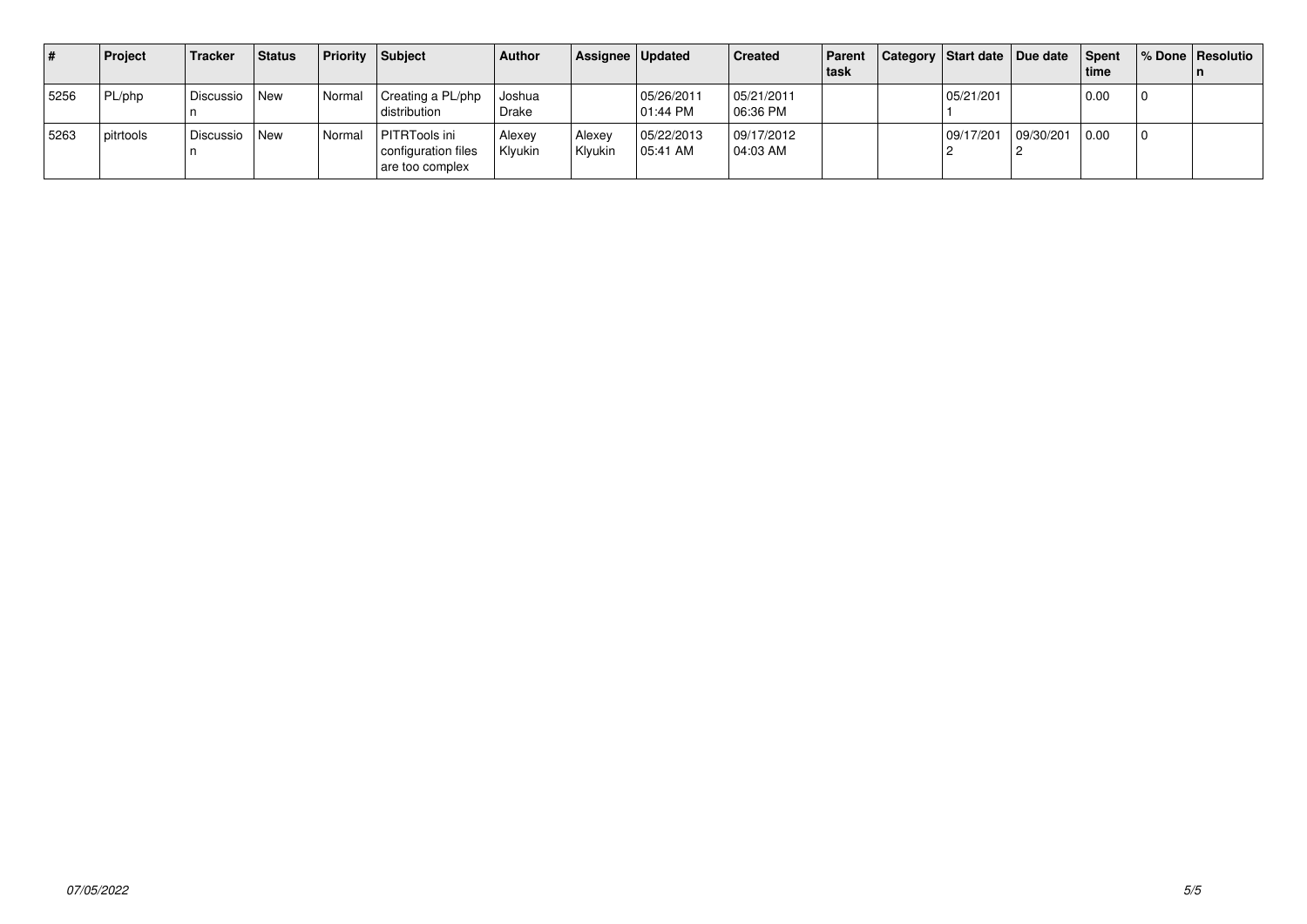| # | Project | Tracker | Status | Priority | Subject | Author | Assignee | Updated | Created | Parent task | Category | Start date | Due date | Spent time | % Done | Resolution |
|---|---|---|---|---|---|---|---|---|---|---|---|---|---|---|---|---|
| 5256 | PL/php | Discussion | New | Normal | Creating a PL/php distribution | Joshua Drake | | 05/26/2011 01:44 PM | 05/21/2011 06:36 PM | | | 05/21/2011 | | 0.00 | 0 | |
| 5263 | pitrtools | Discussion | New | Normal | PITRTools ini configuration files are too complex | Alexey Klyukin | Alexey Klyukin | 05/22/2013 05:41 AM | 09/17/2012 04:03 AM | | | 09/17/2012 | 09/30/2012 | 0.00 | 0 | |

*07/05/2022*